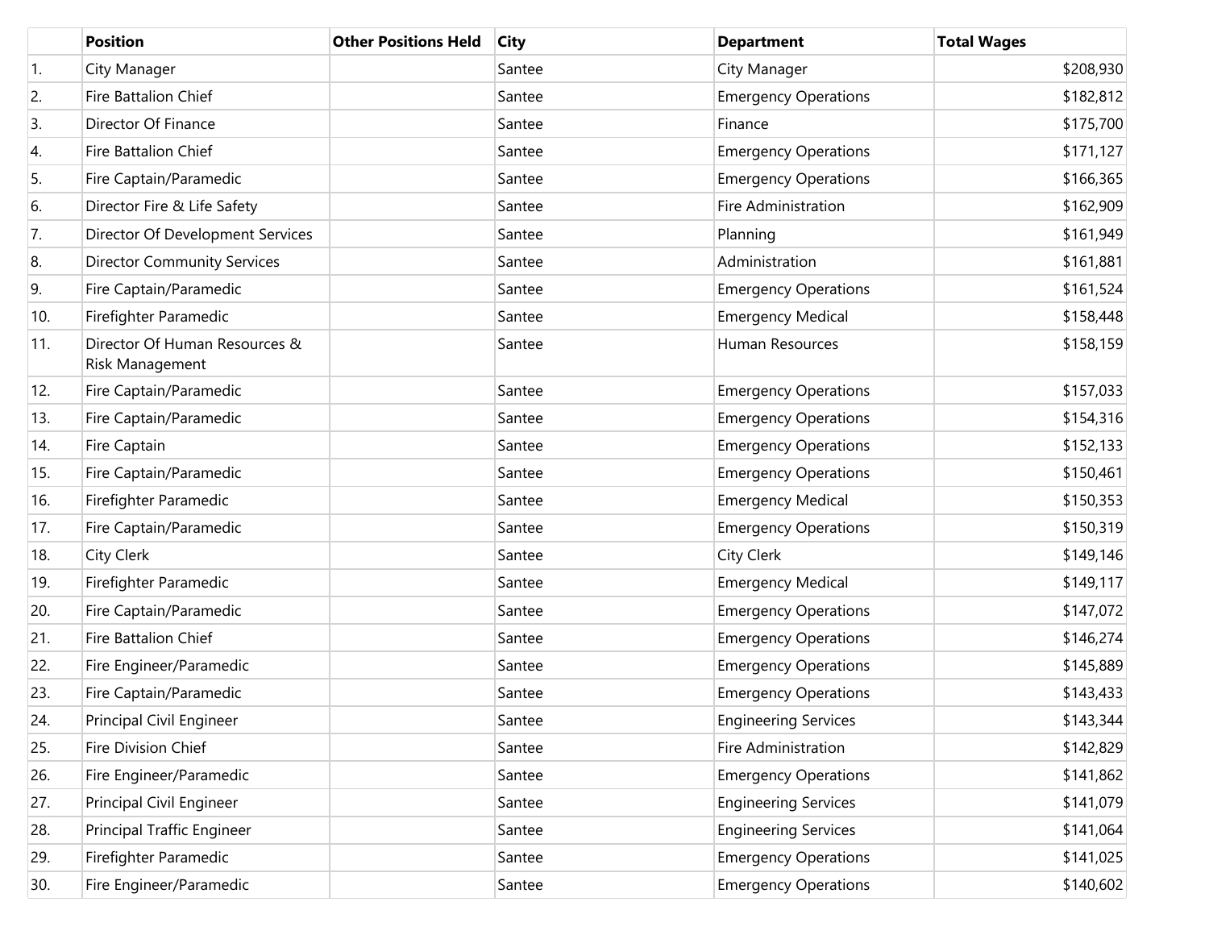| | Position | Other Positions Held | City | Department | Total Wages |
|---|---|---|---|---|---|
| 1. | City Manager | | Santee | City Manager | $208,930 |
| 2. | Fire Battalion Chief | | Santee | Emergency Operations | $182,812 |
| 3. | Director Of Finance | | Santee | Finance | $175,700 |
| 4. | Fire Battalion Chief | | Santee | Emergency Operations | $171,127 |
| 5. | Fire Captain/Paramedic | | Santee | Emergency Operations | $166,365 |
| 6. | Director Fire & Life Safety | | Santee | Fire Administration | $162,909 |
| 7. | Director Of Development Services | | Santee | Planning | $161,949 |
| 8. | Director Community Services | | Santee | Administration | $161,881 |
| 9. | Fire Captain/Paramedic | | Santee | Emergency Operations | $161,524 |
| 10. | Firefighter Paramedic | | Santee | Emergency Medical | $158,448 |
| 11. | Director Of Human Resources & Risk Management | | Santee | Human Resources | $158,159 |
| 12. | Fire Captain/Paramedic | | Santee | Emergency Operations | $157,033 |
| 13. | Fire Captain/Paramedic | | Santee | Emergency Operations | $154,316 |
| 14. | Fire Captain | | Santee | Emergency Operations | $152,133 |
| 15. | Fire Captain/Paramedic | | Santee | Emergency Operations | $150,461 |
| 16. | Firefighter Paramedic | | Santee | Emergency Medical | $150,353 |
| 17. | Fire Captain/Paramedic | | Santee | Emergency Operations | $150,319 |
| 18. | City Clerk | | Santee | City Clerk | $149,146 |
| 19. | Firefighter Paramedic | | Santee | Emergency Medical | $149,117 |
| 20. | Fire Captain/Paramedic | | Santee | Emergency Operations | $147,072 |
| 21. | Fire Battalion Chief | | Santee | Emergency Operations | $146,274 |
| 22. | Fire Engineer/Paramedic | | Santee | Emergency Operations | $145,889 |
| 23. | Fire Captain/Paramedic | | Santee | Emergency Operations | $143,433 |
| 24. | Principal Civil Engineer | | Santee | Engineering Services | $143,344 |
| 25. | Fire Division Chief | | Santee | Fire Administration | $142,829 |
| 26. | Fire Engineer/Paramedic | | Santee | Emergency Operations | $141,862 |
| 27. | Principal Civil Engineer | | Santee | Engineering Services | $141,079 |
| 28. | Principal Traffic Engineer | | Santee | Engineering Services | $141,064 |
| 29. | Firefighter Paramedic | | Santee | Emergency Operations | $141,025 |
| 30. | Fire Engineer/Paramedic | | Santee | Emergency Operations | $140,602 |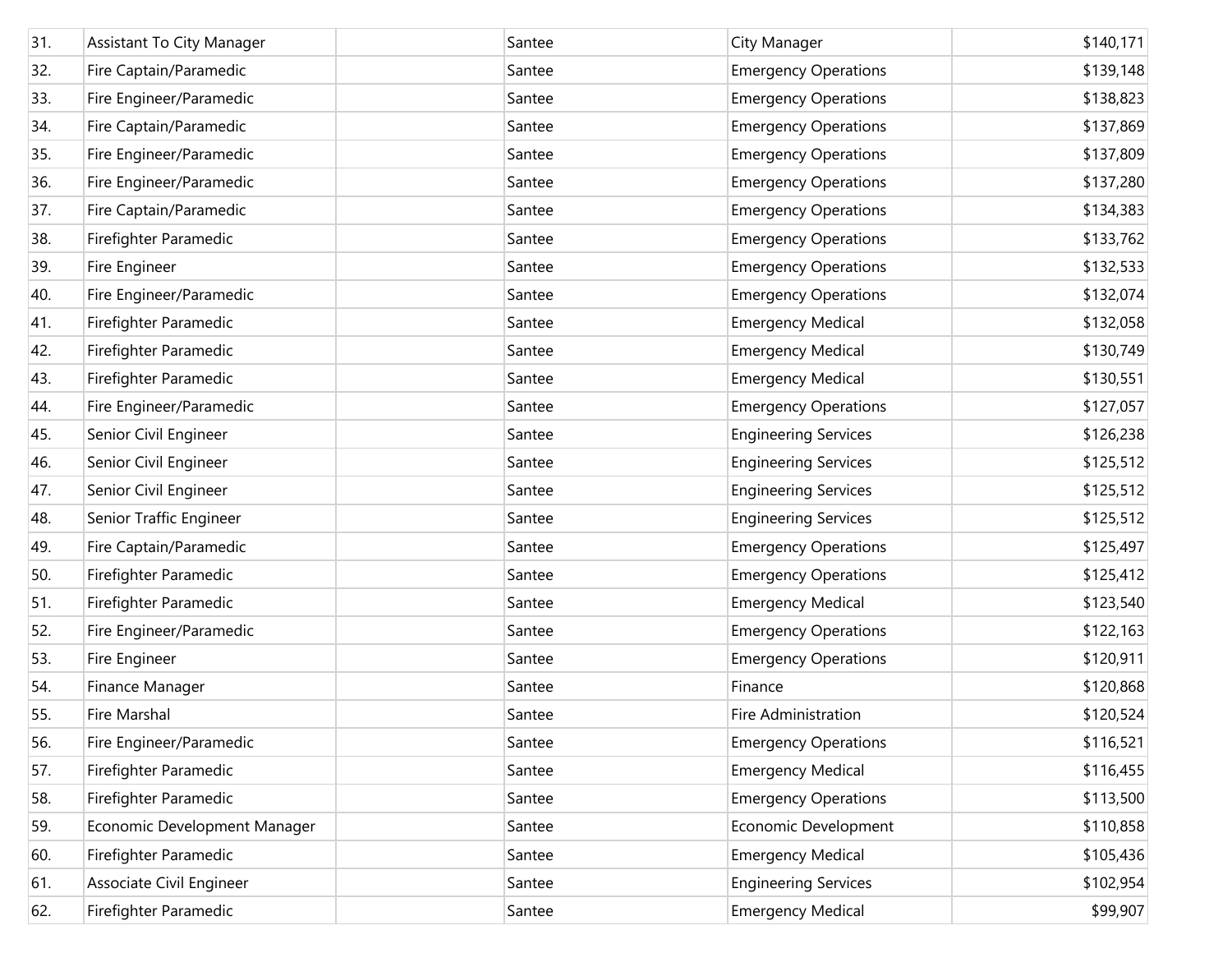| | | | | | |
|---|---|---|---|---|---|
| 31. | Assistant To City Manager | | Santee | City Manager | $140,171 |
| 32. | Fire Captain/Paramedic | | Santee | Emergency Operations | $139,148 |
| 33. | Fire Engineer/Paramedic | | Santee | Emergency Operations | $138,823 |
| 34. | Fire Captain/Paramedic | | Santee | Emergency Operations | $137,869 |
| 35. | Fire Engineer/Paramedic | | Santee | Emergency Operations | $137,809 |
| 36. | Fire Engineer/Paramedic | | Santee | Emergency Operations | $137,280 |
| 37. | Fire Captain/Paramedic | | Santee | Emergency Operations | $134,383 |
| 38. | Firefighter Paramedic | | Santee | Emergency Operations | $133,762 |
| 39. | Fire Engineer | | Santee | Emergency Operations | $132,533 |
| 40. | Fire Engineer/Paramedic | | Santee | Emergency Operations | $132,074 |
| 41. | Firefighter Paramedic | | Santee | Emergency Medical | $132,058 |
| 42. | Firefighter Paramedic | | Santee | Emergency Medical | $130,749 |
| 43. | Firefighter Paramedic | | Santee | Emergency Medical | $130,551 |
| 44. | Fire Engineer/Paramedic | | Santee | Emergency Operations | $127,057 |
| 45. | Senior Civil Engineer | | Santee | Engineering Services | $126,238 |
| 46. | Senior Civil Engineer | | Santee | Engineering Services | $125,512 |
| 47. | Senior Civil Engineer | | Santee | Engineering Services | $125,512 |
| 48. | Senior Traffic Engineer | | Santee | Engineering Services | $125,512 |
| 49. | Fire Captain/Paramedic | | Santee | Emergency Operations | $125,497 |
| 50. | Firefighter Paramedic | | Santee | Emergency Operations | $125,412 |
| 51. | Firefighter Paramedic | | Santee | Emergency Medical | $123,540 |
| 52. | Fire Engineer/Paramedic | | Santee | Emergency Operations | $122,163 |
| 53. | Fire Engineer | | Santee | Emergency Operations | $120,911 |
| 54. | Finance Manager | | Santee | Finance | $120,868 |
| 55. | Fire Marshal | | Santee | Fire Administration | $120,524 |
| 56. | Fire Engineer/Paramedic | | Santee | Emergency Operations | $116,521 |
| 57. | Firefighter Paramedic | | Santee | Emergency Medical | $116,455 |
| 58. | Firefighter Paramedic | | Santee | Emergency Operations | $113,500 |
| 59. | Economic Development Manager | | Santee | Economic Development | $110,858 |
| 60. | Firefighter Paramedic | | Santee | Emergency Medical | $105,436 |
| 61. | Associate Civil Engineer | | Santee | Engineering Services | $102,954 |
| 62. | Firefighter Paramedic | | Santee | Emergency Medical | $99,907 |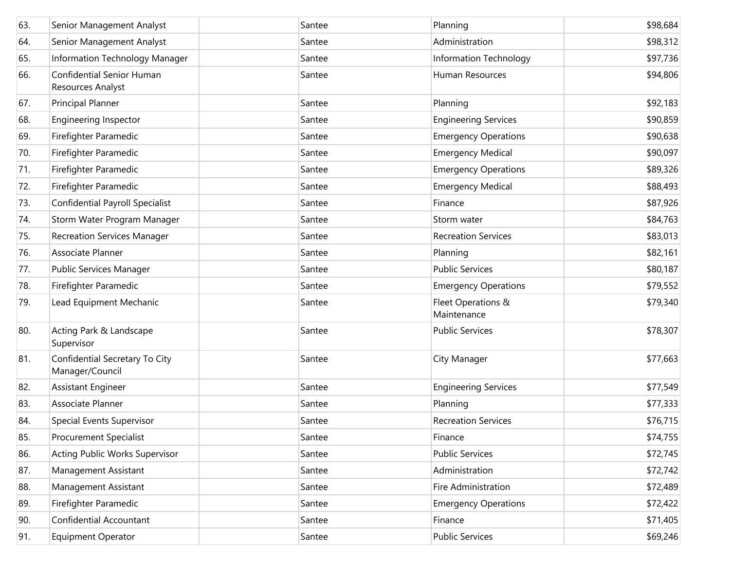| | | | | | |
|---|---|---|---|---|---|
| 63. | Senior Management Analyst | | Santee | Planning | $98,684 |
| 64. | Senior Management Analyst | | Santee | Administration | $98,312 |
| 65. | Information Technology Manager | | Santee | Information Technology | $97,736 |
| 66. | Confidential Senior Human Resources Analyst | | Santee | Human Resources | $94,806 |
| 67. | Principal Planner | | Santee | Planning | $92,183 |
| 68. | Engineering Inspector | | Santee | Engineering Services | $90,859 |
| 69. | Firefighter Paramedic | | Santee | Emergency Operations | $90,638 |
| 70. | Firefighter Paramedic | | Santee | Emergency Medical | $90,097 |
| 71. | Firefighter Paramedic | | Santee | Emergency Operations | $89,326 |
| 72. | Firefighter Paramedic | | Santee | Emergency Medical | $88,493 |
| 73. | Confidential Payroll Specialist | | Santee | Finance | $87,926 |
| 74. | Storm Water Program Manager | | Santee | Storm water | $84,763 |
| 75. | Recreation Services Manager | | Santee | Recreation Services | $83,013 |
| 76. | Associate Planner | | Santee | Planning | $82,161 |
| 77. | Public Services Manager | | Santee | Public Services | $80,187 |
| 78. | Firefighter Paramedic | | Santee | Emergency Operations | $79,552 |
| 79. | Lead Equipment Mechanic | | Santee | Fleet Operations & Maintenance | $79,340 |
| 80. | Acting Park & Landscape Supervisor | | Santee | Public Services | $78,307 |
| 81. | Confidential Secretary To City Manager/Council | | Santee | City Manager | $77,663 |
| 82. | Assistant Engineer | | Santee | Engineering Services | $77,549 |
| 83. | Associate Planner | | Santee | Planning | $77,333 |
| 84. | Special Events Supervisor | | Santee | Recreation Services | $76,715 |
| 85. | Procurement Specialist | | Santee | Finance | $74,755 |
| 86. | Acting Public Works Supervisor | | Santee | Public Services | $72,745 |
| 87. | Management Assistant | | Santee | Administration | $72,742 |
| 88. | Management Assistant | | Santee | Fire Administration | $72,489 |
| 89. | Firefighter Paramedic | | Santee | Emergency Operations | $72,422 |
| 90. | Confidential Accountant | | Santee | Finance | $71,405 |
| 91. | Equipment Operator | | Santee | Public Services | $69,246 |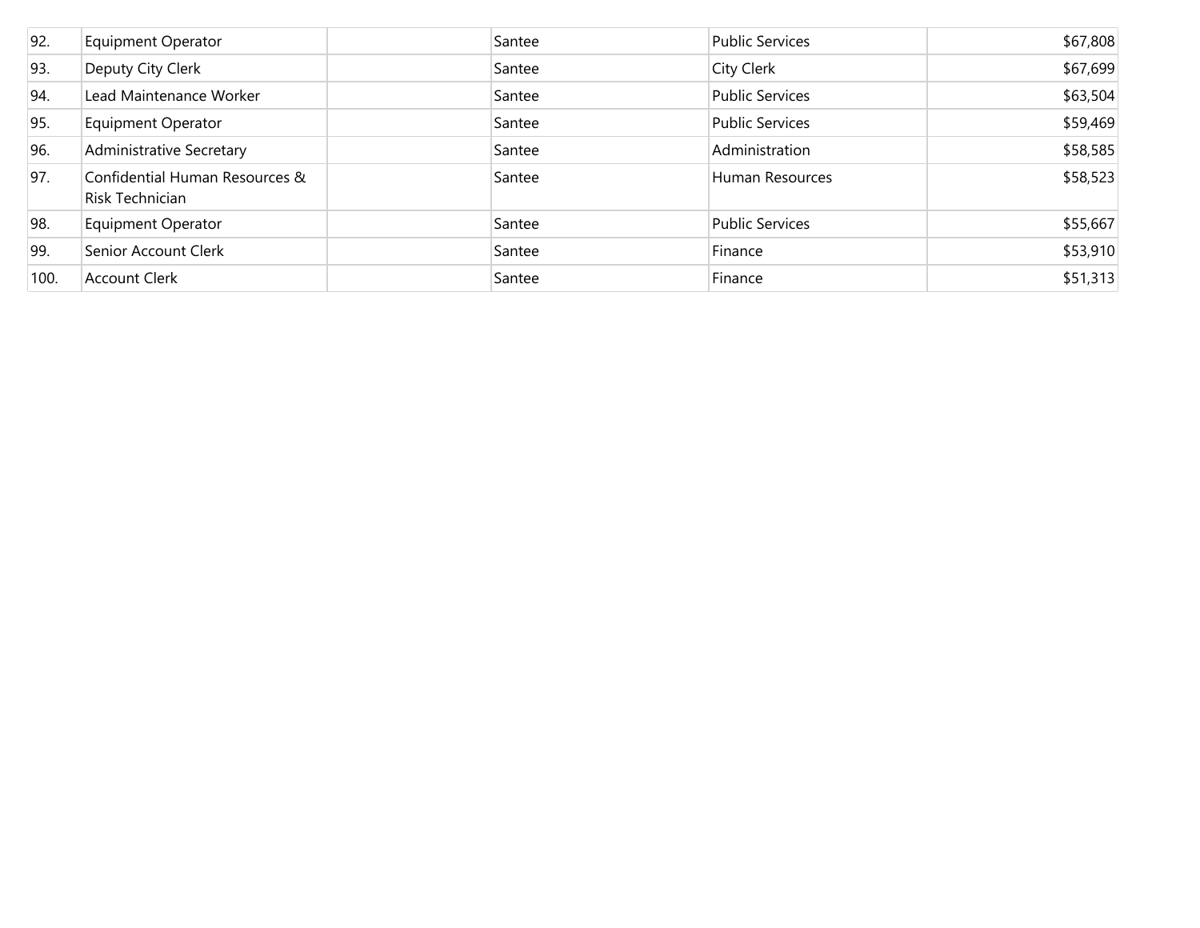| | | | | | |
|---|---|---|---|---|---|
| 92. | Equipment Operator | | Santee | Public Services | $67,808 |
| 93. | Deputy City Clerk | | Santee | City Clerk | $67,699 |
| 94. | Lead Maintenance Worker | | Santee | Public Services | $63,504 |
| 95. | Equipment Operator | | Santee | Public Services | $59,469 |
| 96. | Administrative Secretary | | Santee | Administration | $58,585 |
| 97. | Confidential Human Resources & Risk Technician | | Santee | Human Resources | $58,523 |
| 98. | Equipment Operator | | Santee | Public Services | $55,667 |
| 99. | Senior Account Clerk | | Santee | Finance | $53,910 |
| 100. | Account Clerk | | Santee | Finance | $51,313 |